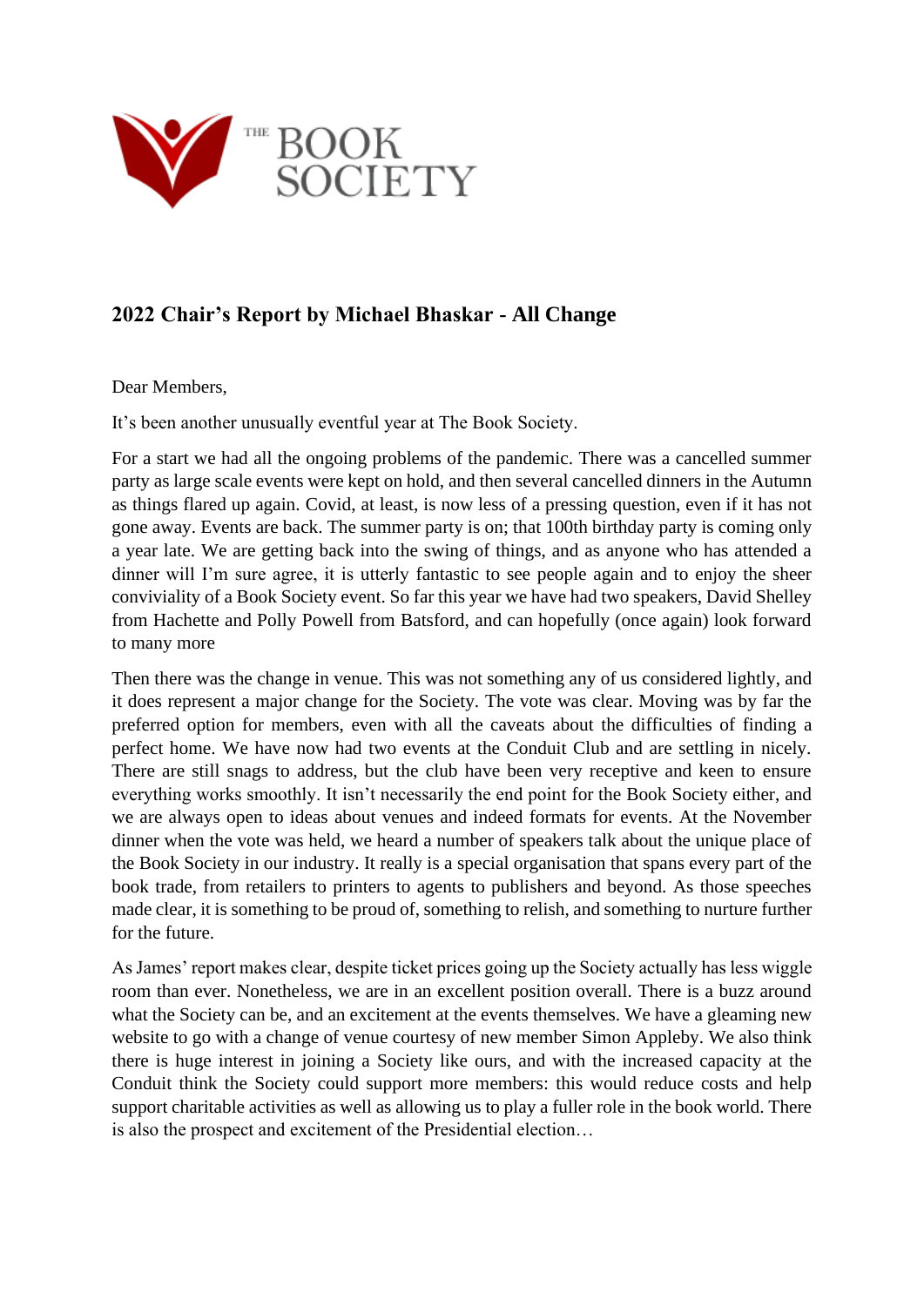THE BOOK SOCIETY

## 2022 Chair's Report by Michael Bhaskar - All Change

Dear Members,

It's been another unusually eventful year at The Book Society.

For a start we had all the ongoing problems of the pandemic. There was a cancelled summer party as large scale events were kept on hold, and then several cancelled dinners in the Autumn as things flared up again. Covid, at least, is now less of a pressing question, even if it has not gone away. Events are back. The summer party is on; that 100th birthday party is coming only a year late. We are getting back into the swing of things, and as anyone who has attended a dinner will I'm sure agree, it is utterly fantastic to see people again and to enjoy the sheer conviviality of a Book Society event. So far this year we have had two speakers, David Shelley from Hachette and Polly Powell from Batsford, and can hopefully (once again) look forward to many more

Then there was the change in venue. This was not something any of us considered lightly, and it does represent a major change for the Society. The vote was clear. Moving was by far the preferred option for members, even with all the caveats about the difficulties of finding a perfect home. We have now had two events at the Conduit Club and are settling in nicely. There are still snags to address, but the club have been very receptive and keen to ensure everything works smoothly. It isn't necessarily the end point for the Book Society either, and we are always open to ideas about venues and indeed formats for events. At the November dinner when the vote was held, we heard a number of speakers talk about the unique place of the Book Society in our industry. It really is a special organisation that spans every part of the book trade, from retailers to printers to agents to publishers and beyond. As those speeches made clear, it is something to be proud of, something to relish, and something to nurture further for the future.

As James' report makes clear, despite ticket prices going up the Society actually has less wiggle room than ever. Nonetheless, we are in an excellent position overall. There is a buzz around what the Society can be, and an excitement at the events themselves. We have a gleaming new website to go with a change of venue courtesy of new member Simon Appleby. We also think there is huge interest in joining a Society like ours, and with the increased capacity at the Conduit think the Society could support more members: this would reduce costs and help support charitable activities as well as allowing us to play a fuller role in the book world. There is also the prospect and excitement of the Presidential election…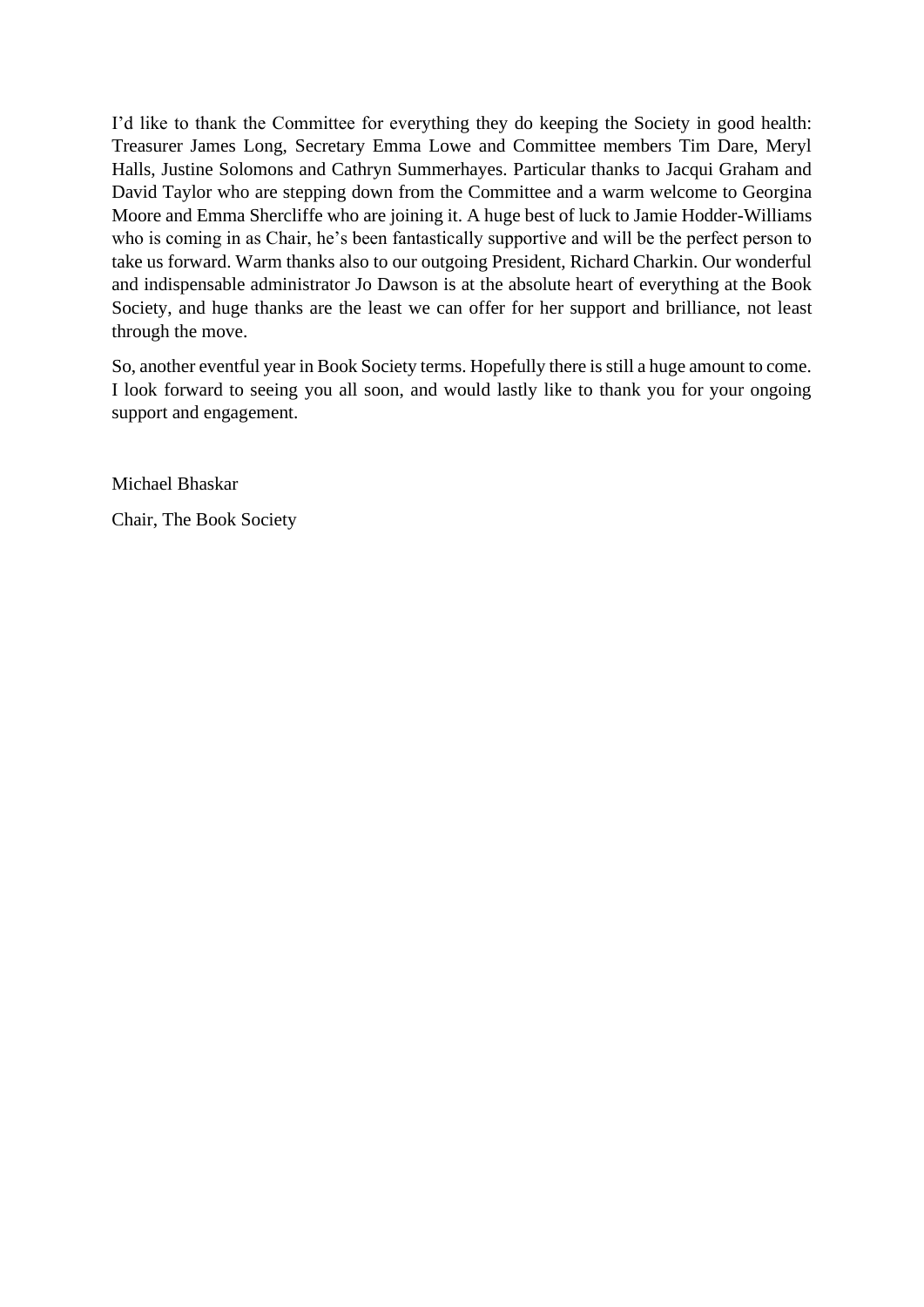I'd like to thank the Committee for everything they do keeping the Society in good health: Treasurer James Long, Secretary Emma Lowe and Committee members Tim Dare, Meryl Halls, Justine Solomons and Cathryn Summerhayes. Particular thanks to Jacqui Graham and David Taylor who are stepping down from the Committee and a warm welcome to Georgina Moore and Emma Shercliffe who are joining it. A huge best of luck to Jamie Hodder-Williams who is coming in as Chair, he's been fantastically supportive and will be the perfect person to take us forward. Warm thanks also to our outgoing President, Richard Charkin. Our wonderful and indispensable administrator Jo Dawson is at the absolute heart of everything at the Book Society, and huge thanks are the least we can offer for her support and brilliance, not least through the move.

So, another eventful year in Book Society terms. Hopefully there is still a huge amount to come. I look forward to seeing you all soon, and would lastly like to thank you for your ongoing support and engagement.

Michael Bhaskar

Chair, The Book Society